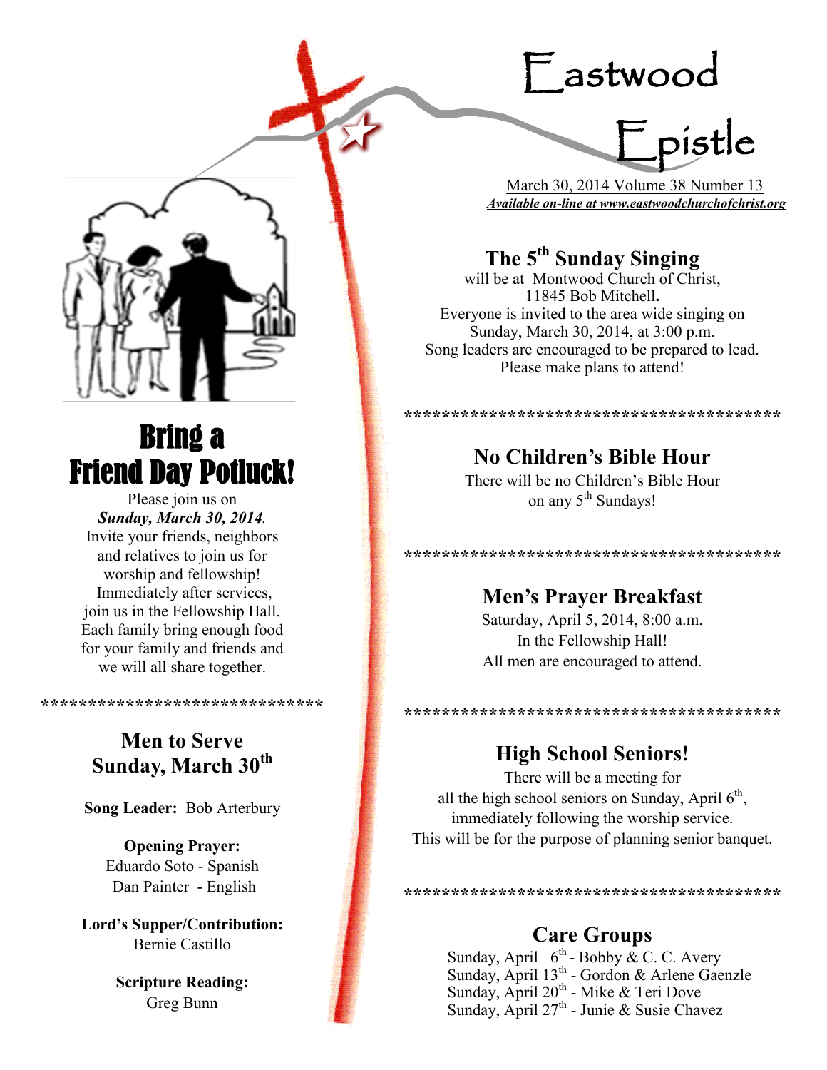# Eastwood Epistle

March 30, 2014 Volume 38 Number 13

***Available on-line at www.eastwoodchurchofchrist.org***

## Bring a Friend Day Potluck!

Please join us on
***Sunday, March 30, 2014***.
Invite your friends, neighbors and relatives to join us for worship and fellowship!
Immediately after services, join us in the Fellowship Hall.
Each family bring enough food for your family and friends and we will all share together.

******************************

## Men to Serve Sunday, March 30th

**Song Leader:** Bob Arterbury

**Opening Prayer:**
Eduardo Soto - Spanish
Dan Painter - English

**Lord's Supper/Contribution:**
Bernie Castillo

**Scripture Reading:**
Greg Bunn

## The 5th Sunday Singing

will be at Montwood Church of Christ,
11845 Bob Mitchell**.**
Everyone is invited to the area wide singing on Sunday, March 30, 2014, at 3:00 p.m.
Song leaders are encouraged to be prepared to lead.
Please make plans to attend!

****************************************

## No Children's Bible Hour

There will be no Children's Bible Hour on any 5th Sundays!

****************************************

## Men's Prayer Breakfast

Saturday, April 5, 2014, 8:00 a.m.
In the Fellowship Hall!
All men are encouraged to attend.

****************************************

## High School Seniors!

There will be a meeting for all the high school seniors on Sunday, April 6th, immediately following the worship service.
This will be for the purpose of planning senior banquet.

****************************************

## Care Groups

Sunday, April 6th - Bobby & C. C. Avery
Sunday, April 13th - Gordon & Arlene Gaenzle
Sunday, April 20th - Mike & Teri Dove
Sunday, April 27th - Junie & Susie Chavez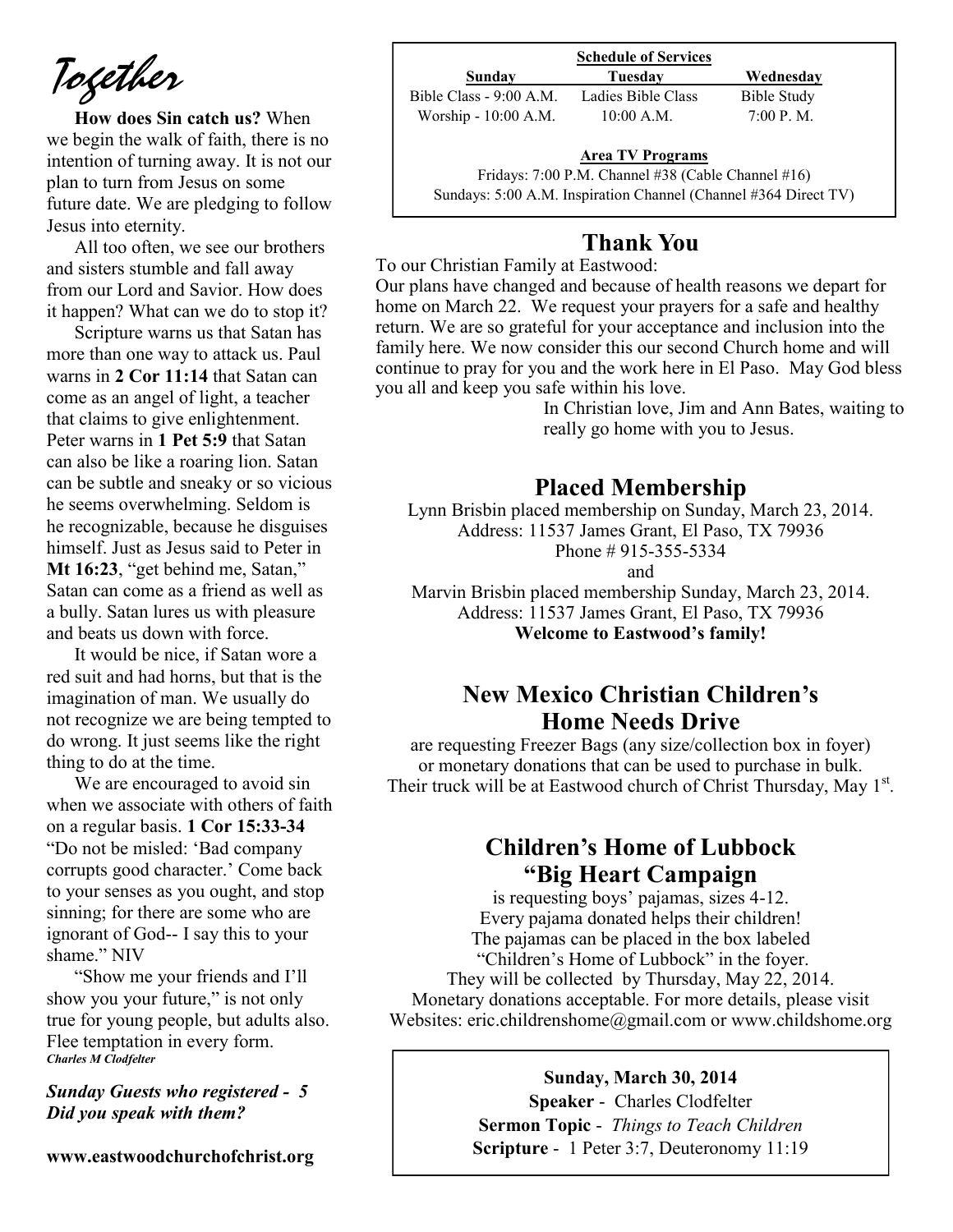# *Together*

**How does Sin catch us?** When we begin the walk of faith, there is no intention of turning away. It is not our plan to turn from Jesus on some future date. We are pledging to follow Jesus into eternity.

All too often, we see our brothers and sisters stumble and fall away from our Lord and Savior. How does it happen? What can we do to stop it?

Scripture warns us that Satan has more than one way to attack us. Paul warns in **2 Cor 11:14** that Satan can come as an angel of light, a teacher that claims to give enlightenment. Peter warns in **1 Pet 5:9** that Satan can also be like a roaring lion. Satan can be subtle and sneaky or so vicious he seems overwhelming. Seldom is he recognizable, because he disguises himself. Just as Jesus said to Peter in **Mt 16:23**, "get behind me, Satan," Satan can come as a friend as well as a bully. Satan lures us with pleasure and beats us down with force.

It would be nice, if Satan wore a red suit and had horns, but that is the imagination of man. We usually do not recognize we are being tempted to do wrong. It just seems like the right thing to do at the time.

We are encouraged to avoid sin when we associate with others of faith on a regular basis. **1 Cor 15:33-34** "Do not be misled: 'Bad company corrupts good character.' Come back to your senses as you ought, and stop sinning; for there are some who are ignorant of God-- I say this to your shame." NIV

"Show me your friends and I'll show you your future," is not only true for young people, but adults also. Flee temptation in every form.
***Charles M Clodfelter***

***Sunday Guests who registered - 5***
***Did you speak with them?***

**www.eastwoodchurchofchrist.org**

**Schedule of Services**

| **Sunday** | **Tuesday** | **Wednesday** |
|---|---|---|
| Bible Class - 9:00 A.M. | Ladies Bible Class | Bible Study |
| Worship - 10:00 A.M. | 10:00 A.M. | 7:00 P. M. |

**Area TV Programs**

Fridays: 7:00 P.M. Channel #38 (Cable Channel #16)
Sundays: 5:00 A.M. Inspiration Channel (Channel #364 Direct TV)

## Thank You

To our Christian Family at Eastwood:
Our plans have changed and because of health reasons we depart for home on March 22. We request your prayers for a safe and healthy return. We are so grateful for your acceptance and inclusion into the family here. We now consider this our second Church home and will continue to pray for you and the work here in El Paso. May God bless you all and keep you safe within his love.

In Christian love, Jim and Ann Bates, waiting to really go home with you to Jesus.

## Placed Membership

Lynn Brisbin placed membership on Sunday, March 23, 2014.
Address: 11537 James Grant, El Paso, TX 79936
Phone # 915-355-5334
and
Marvin Brisbin placed membership Sunday, March 23, 2014.
Address: 11537 James Grant, El Paso, TX 79936
**Welcome to Eastwood's family!**

## New Mexico Christian Children's Home Needs Drive

are requesting Freezer Bags (any size/collection box in foyer) or monetary donations that can be used to purchase in bulk. Their truck will be at Eastwood church of Christ Thursday, May 1st.

## Children's Home of Lubbock "Big Heart Campaign

is requesting boys' pajamas, sizes 4-12.
Every pajama donated helps their children!
The pajamas can be placed in the box labeled "Children's Home of Lubbock" in the foyer.
They will be collected by Thursday, May 22, 2014.
Monetary donations acceptable. For more details, please visit Websites: eric.childrenshome@gmail.com or www.childshome.org

**Sunday, March 30, 2014**
**Speaker** - Charles Clodfelter
**Sermon Topic** - *Things to Teach Children*
**Scripture** - 1 Peter 3:7, Deuteronomy 11:19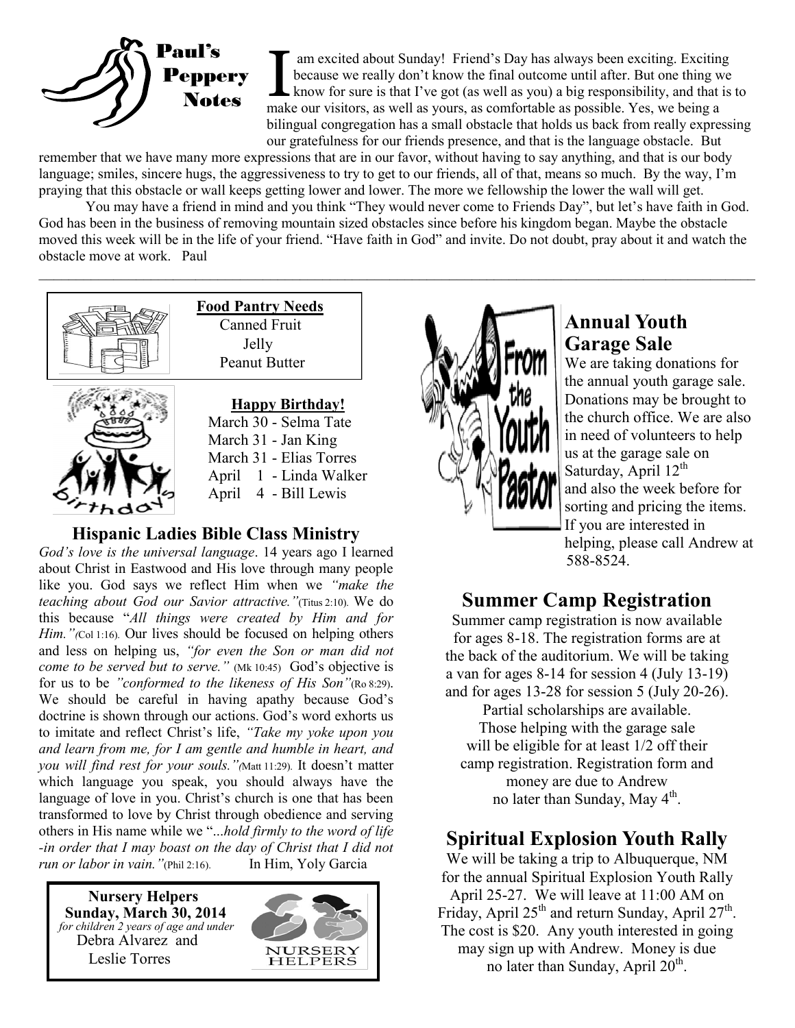# Paul's Peppery Notes

I am excited about Sunday! Friend's Day has always been exciting. Exciting because we really don't know the final outcome until after. But one thing we know for sure is that I've got (as well as you) a big responsibility, and that is to make our visitors, as well as yours, as comfortable as possible. Yes, we being a bilingual congregation has a small obstacle that holds us back from really expressing our gratefulness for our friends presence, and that is the language obstacle. But remember that we have many more expressions that are in our favor, without having to say anything, and that is our body language; smiles, sincere hugs, the aggressiveness to try to get to our friends, all of that, means so much. By the way, I'm praying that this obstacle or wall keeps getting lower and lower. The more we fellowship the lower the wall will get.

You may have a friend in mind and you think "They would never come to Friends Day", but let's have faith in God. God has been in the business of removing mountain sized obstacles since before his kingdom began. Maybe the obstacle moved this week will be in the life of your friend. "Have faith in God" and invite. Do not doubt, pray about it and watch the obstacle move at work. Paul

---

**Food Pantry Needs**

Canned Fruit
Jelly
Peanut Butter

**Happy Birthday!**

March 30 - Selma Tate
March 31 - Jan King
March 31 - Elias Torres
April 1 - Linda Walker
April 4 - Bill Lewis

## Hispanic Ladies Bible Class Ministry

*God's love is the universal language*. 14 years ago I learned about Christ in Eastwood and His love through many people like you. God says we reflect Him when we *"make the teaching about God our Savior attractive."*(Titus 2:10). We do this because "*All things were created by Him and for Him."*(Col 1:16). Our lives should be focused on helping others and less on helping us, *"for even the Son or man did not come to be served but to serve."* (Mk 10:45) God's objective is for us to be *"conformed to the likeness of His Son"*(Ro 8:29). We should be careful in having apathy because God's doctrine is shown through our actions. God's word exhorts us to imitate and reflect Christ's life, *"Take my yoke upon you and learn from me, for I am gentle and humble in heart, and you will find rest for your souls."*(Matt 11:29). It doesn't matter which language you speak, you should always have the language of love in you. Christ's church is one that has been transformed to love by Christ through obedience and serving others in His name while we "...*hold firmly to the word of life -in order that I may boast on the day of Christ that I did not run or labor in vain."*(Phil 2:16). In Him, Yoly Garcia

**Nursery Helpers**
**Sunday, March 30, 2014**
*for children 2 years of age and under*
Debra Alvarez and
Leslie Torres

## Annual Youth Garage Sale

We are taking donations for the annual youth garage sale. Donations may be brought to the church office. We are also in need of volunteers to help us at the garage sale on Saturday, April 12th and also the week before for sorting and pricing the items. If you are interested in helping, please call Andrew at 588-8524.

## Summer Camp Registration

Summer camp registration is now available for ages 8-18. The registration forms are at the back of the auditorium. We will be taking a van for ages 8-14 for session 4 (July 13-19) and for ages 13-28 for session 5 (July 20-26). Partial scholarships are available. Those helping with the garage sale will be eligible for at least 1/2 off their camp registration. Registration form and money are due to Andrew no later than Sunday, May 4th.

## Spiritual Explosion Youth Rally

We will be taking a trip to Albuquerque, NM for the annual Spiritual Explosion Youth Rally April 25-27. We will leave at 11:00 AM on Friday, April 25th and return Sunday, April 27th. The cost is $20. Any youth interested in going may sign up with Andrew. Money is due no later than Sunday, April 20th.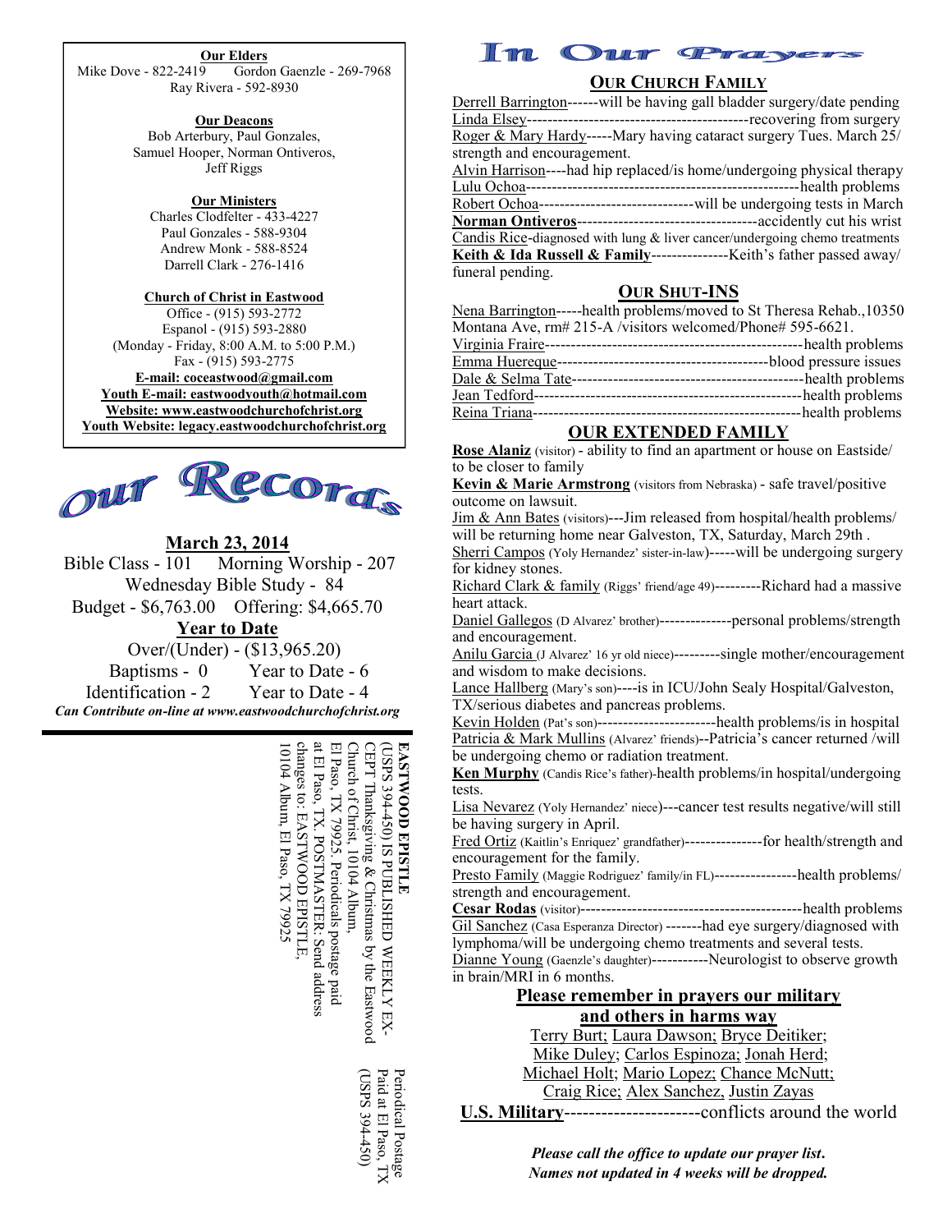**Our Elders**

Mike Dove - 822-2419 Gordon Gaenzle - 269-7968
Ray Rivera - 592-8930

**Our Deacons**

Bob Arterbury, Paul Gonzales, Samuel Hooper, Norman Ontiveros, Jeff Riggs

**Our Ministers**

Charles Clodfelter - 433-4227
Paul Gonzales - 588-9304
Andrew Monk - 588-8524
Darrell Clark - 276-1416

**Church of Christ in Eastwood**

Office - (915) 593-2772
Espanol - (915) 593-2880
(Monday - Friday, 8:00 A.M. to 5:00 P.M.)
Fax - (915) 593-2775
**E-mail: coceastwood@gmail.com**
**Youth E-mail: eastwoodyouth@hotmail.com**
**Website: www.eastwoodchurchofchrist.org**
**Youth Website: legacy.eastwoodchurchofchrist.org**

# Our Records

**March 23, 2014**

Bible Class - 101 Morning Worship - 207
Wednesday Bible Study - 84
Budget - $6,763.00 Offering: $4,665.70

**Year to Date**

Over/(Under) - ($13,965.20)
Baptisms - 0 Year to Date - 6
Identification - 2 Year to Date - 4

***Can Contribute on-line at www.eastwoodchurchofchrist.org***

**EASTWOOD EPISTLE** (USPS 394-450) IS PUBLISHED WEEKLY EXCEPT Thanksgiving & Christmas by the Eastwood Church of Christ, 10104 Album, El Paso, TX 79925. Periodicals postage paid at El Paso, TX. POSTMASTER: Send address changes to: EASTWOOD EPISTLE, 10104 Album, El Paso, TX 79925

Periodical Postage Paid at El Paso, TX (USPS 394-450)

# In Our Prayers

## Our Church Family

Derrell Barrington------will be having gall bladder surgery/date pending
Linda Elsey------------------------------------------recovering from surgery
Roger & Mary Hardy-----Mary having cataract surgery Tues. March 25/ strength and encouragement.
Alvin Harrison----had hip replaced/is home/undergoing physical therapy
Lulu Ochoa-----------------------------------------------------health problems
Robert Ochoa-----------------------------will be undergoing tests in March
**Norman Ontiveros**----------------------------------accidently cut his wrist
Candis Rice-diagnosed with lung & liver cancer/undergoing chemo treatments
**Keith & Ida Russell & Family**---------------Keith's father passed away/ funeral pending.

## Our Shut-Ins

Nena Barrington-----health problems/moved to St Theresa Rehab.,10350 Montana Ave, rm# 215-A /visitors welcomed/Phone# 595-6621.
Virginia Fraire-------------------------------------------------health problems
Emma Huereque----------------------------------------blood pressure issues
Dale & Selma Tate---------------------------------------------health problems
Jean Tedford---------------------------------------------------health problems
Reina Triana---------------------------------------------------health problems

## OUR EXTENDED FAMILY

**Rose Alaniz** (visitor) - ability to find an apartment or house on Eastside/ to be closer to family
**Kevin & Marie Armstrong** (visitors from Nebraska) - safe travel/positive outcome on lawsuit.
Jim & Ann Bates (visitors)---Jim released from hospital/health problems/ will be returning home near Galveston, TX, Saturday, March 29th .
Sherri Campos (Yoly Hernandez' sister-in-law)-----will be undergoing surgery for kidney stones.
Richard Clark & family (Riggs' friend/age 49)---------Richard had a massive heart attack.
Daniel Gallegos (D Alvarez' brother)--------------personal problems/strength and encouragement.
Anilu Garcia (J Alvarez' 16 yr old niece)---------single mother/encouragement and wisdom to make decisions.
Lance Hallberg (Mary's son)----is in ICU/John Sealy Hospital/Galveston, TX/serious diabetes and pancreas problems.
Kevin Holden (Pat's son)-----------------------health problems/is in hospital
Patricia & Mark Mullins (Alvarez' friends)--Patricia's cancer returned /will be undergoing chemo or radiation treatment.
**Ken Murphy** (Candis Rice's father)-health problems/in hospital/undergoing tests.
Lisa Nevarez (Yoly Hernandez' niece)---cancer test results negative/will still be having surgery in April.
Fred Ortiz (Kaitlin's Enriquez' grandfather)---------------for health/strength and encouragement for the family.
Presto Family (Maggie Rodriguez' family/in FL)----------------health problems/ strength and encouragement.
**Cesar Rodas** (visitor)------------------------------------------health problems
Gil Sanchez (Casa Esperanza Director) -------had eye surgery/diagnosed with lymphoma/will be undergoing chemo treatments and several tests.
Dianne Young (Gaenzle's daughter)-----------Neurologist to observe growth in brain/MRI in 6 months.

**Please remember in prayers our military and others in harms way**

Terry Burt; Laura Dawson; Bryce Deitiker; Mike Duley; Carlos Espinoza; Jonah Herd; Michael Holt; Mario Lopez; Chance McNutt; Craig Rice; Alex Sanchez, Justin Zayas

**U.S. Military**----------------------conflicts around the world

***Please call the office to update our prayer list. Names not updated in 4 weeks will be dropped.***